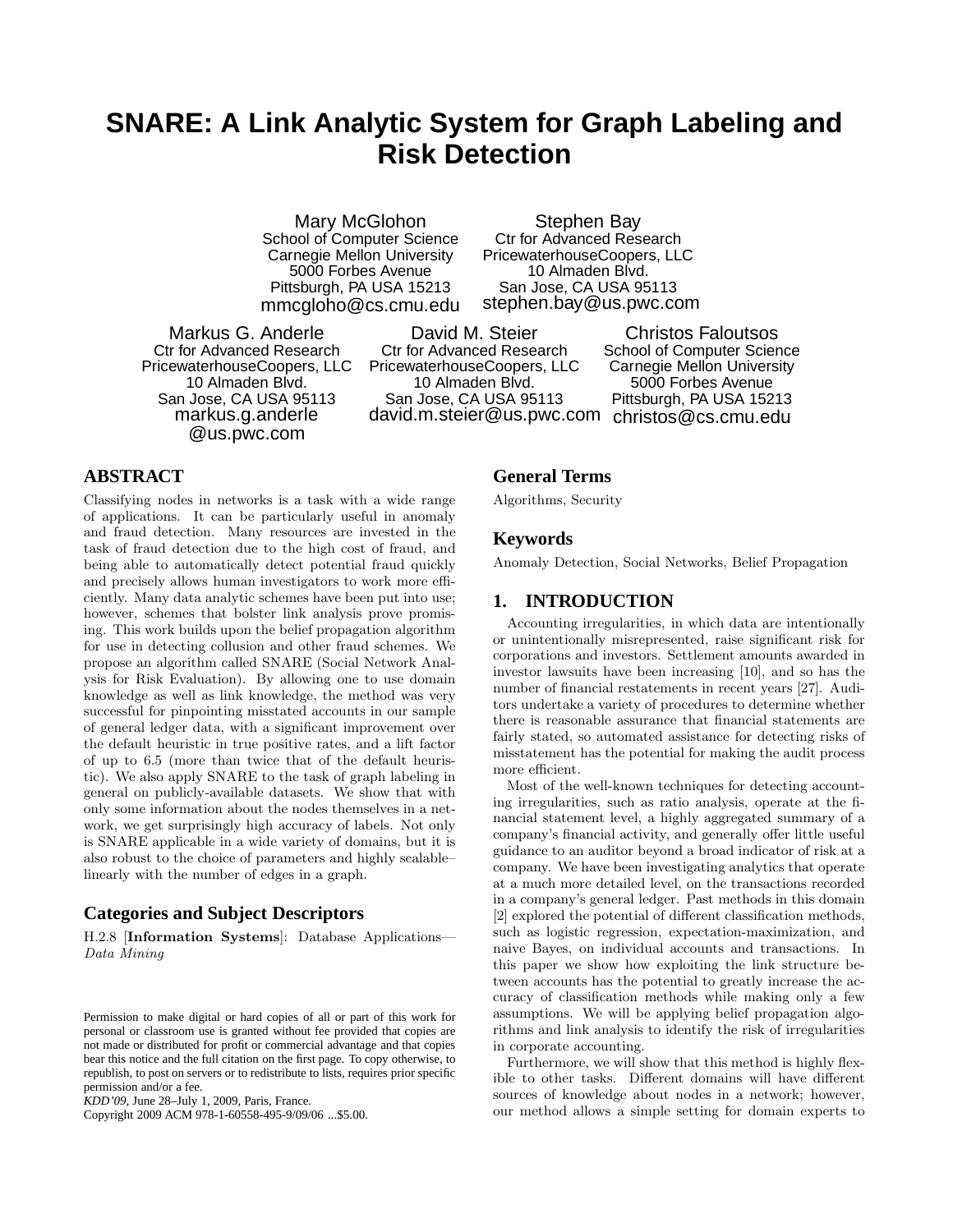# SNARE: A Link Analytic System for Graph Labeling and Risk Detection

Mary McGlohon
School of Computer Science
Carnegie Mellon University
5000 Forbes Avenue
Pittsburgh, PA USA 15213
mmcgloho@cs.cmu.edu

Stephen Bay
Ctr for Advanced Research
PricewaterhouseCoopers, LLC
10 Almaden Blvd.
San Jose, CA USA 95113
stephen.bay@us.pwc.com

Markus G. Anderle
Ctr for Advanced Research
PricewaterhouseCoopers, LLC
10 Almaden Blvd.
San Jose, CA USA 95113
markus.g.anderle@us.pwc.com

David M. Steier
Ctr for Advanced Research
PricewaterhouseCoopers, LLC
10 Almaden Blvd.
San Jose, CA USA 95113
david.m.steier@us.pwc.com

Christos Faloutsos
School of Computer Science
Carnegie Mellon University
5000 Forbes Avenue
Pittsburgh, PA USA 15213
christos@cs.cmu.edu

## ABSTRACT

Classifying nodes in networks is a task with a wide range of applications. It can be particularly useful in anomaly and fraud detection. Many resources are invested in the task of fraud detection due to the high cost of fraud, and being able to automatically detect potential fraud quickly and precisely allows human investigators to work more efficiently. Many data analytic schemes have been put into use; however, schemes that bolster link analysis prove promising. This work builds upon the belief propagation algorithm for use in detecting collusion and other fraud schemes. We propose an algorithm called SNARE (Social Network Analysis for Risk Evaluation). By allowing one to use domain knowledge as well as link knowledge, the method was very successful for pinpointing misstated accounts in our sample of general ledger data, with a significant improvement over the default heuristic in true positive rates, and a lift factor of up to 6.5 (more than twice that of the default heuristic). We also apply SNARE to the task of graph labeling in general on publicly-available datasets. We show that with only some information about the nodes themselves in a network, we get surprisingly high accuracy of labels. Not only is SNARE applicable in a wide variety of domains, but it is also robust to the choice of parameters and highly scalable–linearly with the number of edges in a graph.

### Categories and Subject Descriptors

H.2.8 [**Information Systems**]: Database Applications—*Data Mining*

Permission to make digital or hard copies of all or part of this work for personal or classroom use is granted without fee provided that copies are not made or distributed for profit or commercial advantage and that copies bear this notice and the full citation on the first page. To copy otherwise, to republish, to post on servers or to redistribute to lists, requires prior specific permission and/or a fee.
*KDD'09*, June 28–July 1, 2009, Paris, France.
Copyright 2009 ACM 978-1-60558-495-9/09/06 ...$5.00.

### General Terms

Algorithms, Security

### Keywords

Anomaly Detection, Social Networks, Belief Propagation

## 1. INTRODUCTION

Accounting irregularities, in which data are intentionally or unintentionally misrepresented, raise significant risk for corporations and investors. Settlement amounts awarded in investor lawsuits have been increasing [10], and so has the number of financial restatements in recent years [27]. Auditors undertake a variety of procedures to determine whether there is reasonable assurance that financial statements are fairly stated, so automated assistance for detecting risks of misstatement has the potential for making the audit process more efficient.

Most of the well-known techniques for detecting accounting irregularities, such as ratio analysis, operate at the financial statement level, a highly aggregated summary of a company's financial activity, and generally offer little useful guidance to an auditor beyond a broad indicator of risk at a company. We have been investigating analytics that operate at a much more detailed level, on the transactions recorded in a company's general ledger. Past methods in this domain [2] explored the potential of different classification methods, such as logistic regression, expectation-maximization, and naive Bayes, on individual accounts and transactions. In this paper we show how exploiting the link structure between accounts has the potential to greatly increase the accuracy of classification methods while making only a few assumptions. We will be applying belief propagation algorithms and link analysis to identify the risk of irregularities in corporate accounting.

Furthermore, we will show that this method is highly flexible to other tasks. Different domains will have different sources of knowledge about nodes in a network; however, our method allows a simple setting for domain experts to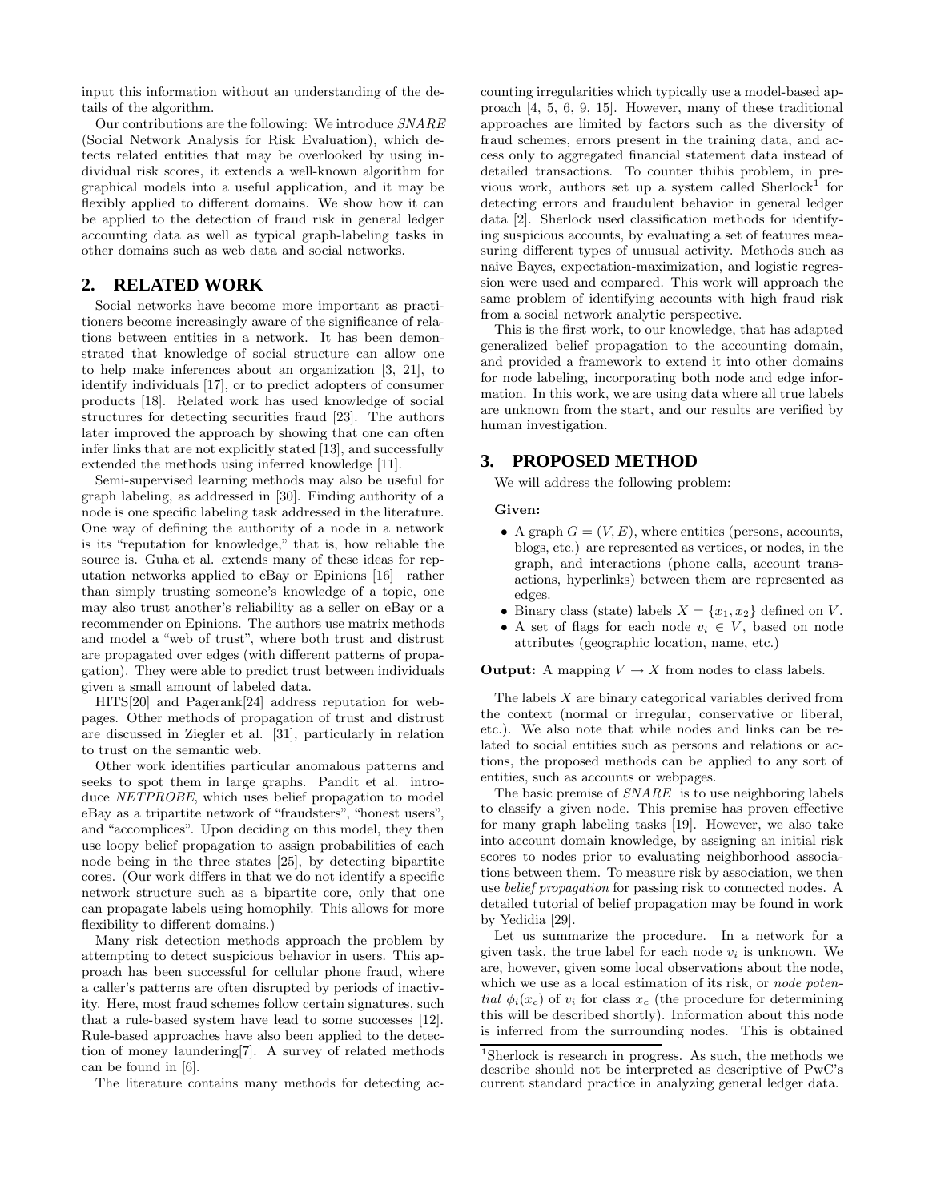input this information without an understanding of the details of the algorithm.

Our contributions are the following: We introduce *SNARE* (Social Network Analysis for Risk Evaluation), which detects related entities that may be overlooked by using individual risk scores, it extends a well-known algorithm for graphical models into a useful application, and it may be flexibly applied to different domains. We show how it can be applied to the detection of fraud risk in general ledger accounting data as well as typical graph-labeling tasks in other domains such as web data and social networks.

## 2. RELATED WORK

Social networks have become more important as practitioners become increasingly aware of the significance of relations between entities in a network. It has been demonstrated that knowledge of social structure can allow one to help make inferences about an organization [3, 21], to identify individuals [17], or to predict adopters of consumer products [18]. Related work has used knowledge of social structures for detecting securities fraud [23]. The authors later improved the approach by showing that one can often infer links that are not explicitly stated [13], and successfully extended the methods using inferred knowledge [11].

Semi-supervised learning methods may also be useful for graph labeling, as addressed in [30]. Finding authority of a node is one specific labeling task addressed in the literature. One way of defining the authority of a node in a network is its "reputation for knowledge," that is, how reliable the source is. Guha et al. extends many of these ideas for reputation networks applied to eBay or Epinions [16]– rather than simply trusting someone's knowledge of a topic, one may also trust another's reliability as a seller on eBay or a recommender on Epinions. The authors use matrix methods and model a "web of trust", where both trust and distrust are propagated over edges (with different patterns of propagation). They were able to predict trust between individuals given a small amount of labeled data.

HITS[20] and Pagerank[24] address reputation for webpages. Other methods of propagation of trust and distrust are discussed in Ziegler et al. [31], particularly in relation to trust on the semantic web.

Other work identifies particular anomalous patterns and seeks to spot them in large graphs. Pandit et al. introduce *NETPROBE*, which uses belief propagation to model eBay as a tripartite network of "fraudsters", "honest users", and "accomplices". Upon deciding on this model, they then use loopy belief propagation to assign probabilities of each node being in the three states [25], by detecting bipartite cores. (Our work differs in that we do not identify a specific network structure such as a bipartite core, only that one can propagate labels using homophily. This allows for more flexibility to different domains.)

Many risk detection methods approach the problem by attempting to detect suspicious behavior in users. This approach has been successful for cellular phone fraud, where a caller's patterns are often disrupted by periods of inactivity. Here, most fraud schemes follow certain signatures, such that a rule-based system have lead to some successes [12]. Rule-based approaches have also been applied to the detection of money laundering[7]. A survey of related methods can be found in [6].

The literature contains many methods for detecting accounting irregularities which typically use a model-based approach [4, 5, 6, 9, 15]. However, many of these traditional approaches are limited by factors such as the diversity of fraud schemes, errors present in the training data, and access only to aggregated financial statement data instead of detailed transactions. To counter thihis problem, in previous work, authors set up a system called Sherlock[1] for detecting errors and fraudulent behavior in general ledger data [2]. Sherlock used classification methods for identifying suspicious accounts, by evaluating a set of features measuring different types of unusual activity. Methods such as naive Bayes, expectation-maximization, and logistic regression were used and compared. This work will approach the same problem of identifying accounts with high fraud risk from a social network analytic perspective.

This is the first work, to our knowledge, that has adapted generalized belief propagation to the accounting domain, and provided a framework to extend it into other domains for node labeling, incorporating both node and edge information. In this work, we are using data where all true labels are unknown from the start, and our results are verified by human investigation.

## 3. PROPOSED METHOD

We will address the following problem:

**Given:**

- A graph $G = (V, E)$, where entities (persons, accounts, blogs, etc.) are represented as vertices, or nodes, in the graph, and interactions (phone calls, account transactions, hyperlinks) between them are represented as edges.
- Binary class (state) labels $X = \{x_1, x_2\}$ defined on $V$.
- A set of flags for each node $v_i \in V$, based on node attributes (geographic location, name, etc.)

**Output:** A mapping $V \to X$ from nodes to class labels.

The labels $X$ are binary categorical variables derived from the context (normal or irregular, conservative or liberal, etc.). We also note that while nodes and links can be related to social entities such as persons and relations or actions, the proposed methods can be applied to any sort of entities, such as accounts or webpages.

The basic premise of *SNARE* is to use neighboring labels to classify a given node. This premise has proven effective for many graph labeling tasks [19]. However, we also take into account domain knowledge, by assigning an initial risk scores to nodes prior to evaluating neighborhood associations between them. To measure risk by association, we then use *belief propagation* for passing risk to connected nodes. A detailed tutorial of belief propagation may be found in work by Yedidia [29].

Let us summarize the procedure. In a network for a given task, the true label for each node $v_i$ is unknown. We are, however, given some local observations about the node, which we use as a local estimation of its risk, or *node potential* $\phi_i(x_c)$ of $v_i$ for class $x_c$ (the procedure for determining this will be described shortly). Information about this node is inferred from the surrounding nodes. This is obtained

[1] Sherlock is research in progress. As such, the methods we describe should not be interpreted as descriptive of PwC's current standard practice in analyzing general ledger data.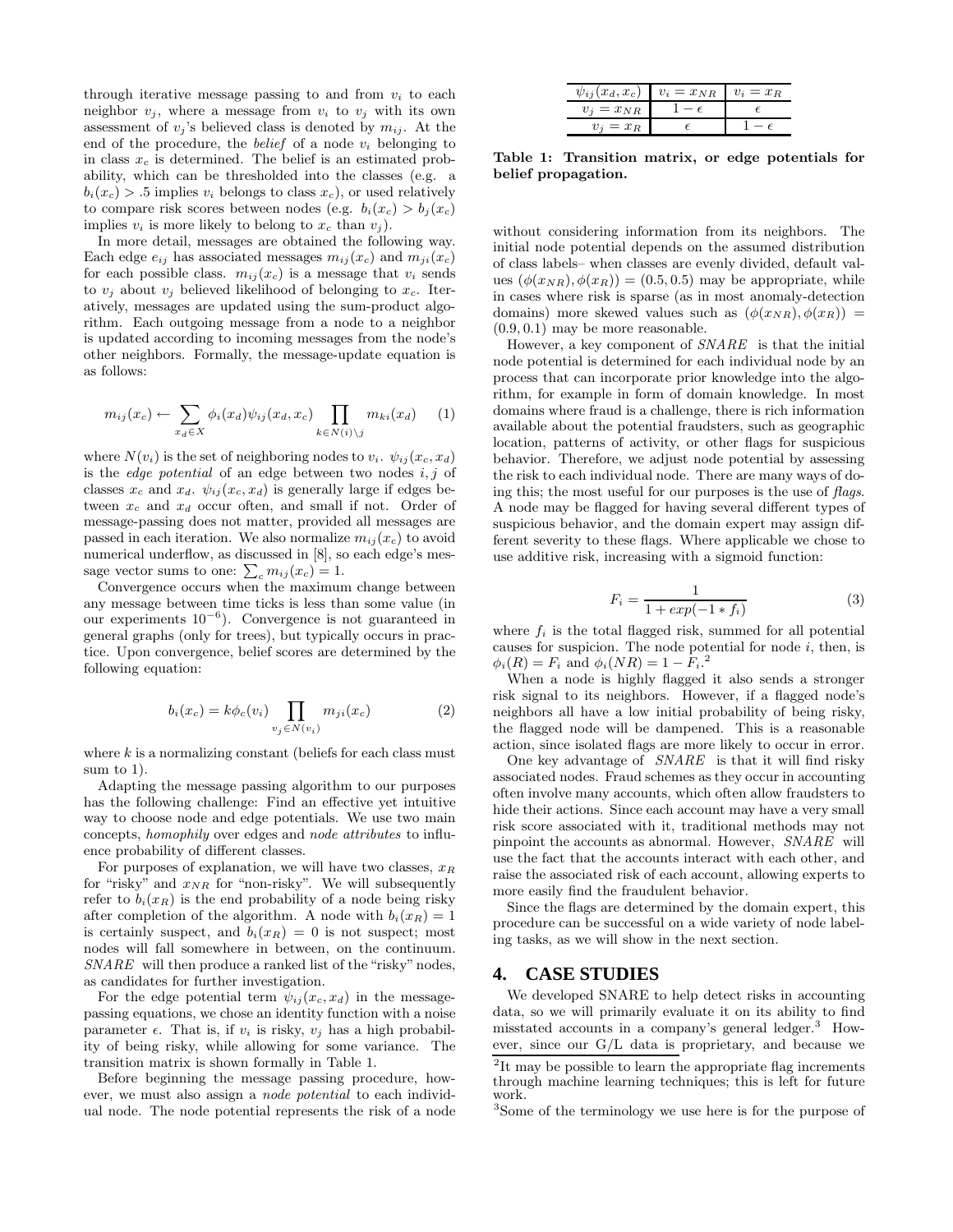through iterative message passing to and from $v_i$ to each neighbor $v_j$, where a message from $v_i$ to $v_j$ with its own assessment of $v_j$'s believed class is denoted by $m_{ij}$. At the end of the procedure, the *belief* of a node $v_i$ belonging to in class $x_c$ is determined. The belief is an estimated probability, which can be thresholded into the classes (e.g. a $b_i(x_c) > .5$ implies $v_i$ belongs to class $x_c$), or used relatively to compare risk scores between nodes (e.g. $b_i(x_c) > b_j(x_c)$ implies $v_i$ is more likely to belong to $x_c$ than $v_j$).

In more detail, messages are obtained the following way. Each edge $e_{ij}$ has associated messages $m_{ij}(x_c)$ and $m_{ji}(x_c)$ for each possible class. $m_{ij}(x_c)$ is a message that $v_i$ sends to $v_j$ about $v_j$ believed likelihood of belonging to $x_c$. Iteratively, messages are updated using the sum-product algorithm. Each outgoing message from a node to a neighbor is updated according to incoming messages from the node's other neighbors. Formally, the message-update equation is as follows:

$$m_{ij}(x_c) \leftarrow \sum_{x_d \in X} \phi_i(x_d)\psi_{ij}(x_d, x_c) \prod_{k \in N(i)\setminus j} m_{ki}(x_d) \quad (1)$$

where $N(v_i)$ is the set of neighboring nodes to $v_i$. $\psi_{ij}(x_c, x_d)$ is the *edge potential* of an edge between two nodes $i, j$ of classes $x_c$ and $x_d$. $\psi_{ij}(x_c, x_d)$ is generally large if edges between $x_c$ and $x_d$ occur often, and small if not. Order of message-passing does not matter, provided all messages are passed in each iteration. We also normalize $m_{ij}(x_c)$ to avoid numerical underflow, as discussed in [8], so each edge's message vector sums to one: $\sum_c m_{ij}(x_c) = 1$.

Convergence occurs when the maximum change between any message between time ticks is less than some value (in our experiments $10^{-6}$). Convergence is not guaranteed in general graphs (only for trees), but typically occurs in practice. Upon convergence, belief scores are determined by the following equation:

$$b_i(x_c) = k\phi_c(v_i) \prod_{v_j \in N(v_i)} m_{ji}(x_c) \quad (2)$$

where $k$ is a normalizing constant (beliefs for each class must sum to 1).

Adapting the message passing algorithm to our purposes has the following challenge: Find an effective yet intuitive way to choose node and edge potentials. We use two main concepts, *homophily* over edges and *node attributes* to influence probability of different classes.

For purposes of explanation, we will have two classes, $x_R$ for "risky" and $x_{NR}$ for "non-risky". We will subsequently refer to $b_i(x_R)$ is the end probability of a node being risky after completion of the algorithm. A node with $b_i(x_R) = 1$ is certainly suspect, and $b_i(x_R) = 0$ is not suspect; most nodes will fall somewhere in between, on the continuum. *SNARE* will then produce a ranked list of the "risky" nodes, as candidates for further investigation.

For the edge potential term $\psi_{ij}(x_c, x_d)$ in the message-passing equations, we chose an identity function with a noise parameter $\epsilon$. That is, if $v_i$ is risky, $v_j$ has a high probability of being risky, while allowing for some variance. The transition matrix is shown formally in Table 1.

Before beginning the message passing procedure, however, we must also assign a *node potential* to each individual node. The node potential represents the risk of a node without considering information from its neighbors. The initial node potential depends on the assumed distribution of class labels– when classes are evenly divided, default values $(\phi(x_{NR}), \phi(x_R)) = (0.5, 0.5)$ may be appropriate, while in cases where risk is sparse (as in most anomaly-detection domains) more skewed values such as $(\phi(x_{NR}), \phi(x_R)) = (0.9, 0.1)$ may be more reasonable.

| $\psi_{ij}(x_d, x_c)$ | $v_i = x_{NR}$ | $v_i = x_R$ |
|---|---|---|
| $v_j = x_{NR}$ | $1 - \epsilon$ | $\epsilon$ |
| $v_j = x_R$ | $\epsilon$ | $1 - \epsilon$ |

**Table 1: Transition matrix, or edge potentials for belief propagation.**

However, a key component of *SNARE* is that the initial node potential is determined for each individual node by an process that can incorporate prior knowledge into the algorithm, for example in form of domain knowledge. In most domains where fraud is a challenge, there is rich information available about the potential fraudsters, such as geographic location, patterns of activity, or other flags for suspicious behavior. Therefore, we adjust node potential by assessing the risk to each individual node. There are many ways of doing this; the most useful for our purposes is the use of *flags*. A node may be flagged for having several different types of suspicious behavior, and the domain expert may assign different severity to these flags. Where applicable we chose to use additive risk, increasing with a sigmoid function:

$$F_i = \frac{1}{1 + exp(-1 * f_i)} \quad (3)$$

where $f_i$ is the total flagged risk, summed for all potential causes for suspicion. The node potential for node $i$, then, is $\phi_i(R) = F_i$ and $\phi_i(NR) = 1 - F_i$.[2]

When a node is highly flagged it also sends a stronger risk signal to its neighbors. However, if a flagged node's neighbors all have a low initial probability of being risky, the flagged node will be dampened. This is a reasonable action, since isolated flags are more likely to occur in error.

One key advantage of *SNARE* is that it will find risky associated nodes. Fraud schemes as they occur in accounting often involve many accounts, which often allow fraudsters to hide their actions. Since each account may have a very small risk score associated with it, traditional methods may not pinpoint the accounts as abnormal. However, *SNARE* will use the fact that the accounts interact with each other, and raise the associated risk of each account, allowing experts to more easily find the fraudulent behavior.

Since the flags are determined by the domain expert, this procedure can be successful on a wide variety of node labeling tasks, as we will show in the next section.

## 4. CASE STUDIES

We developed SNARE to help detect risks in accounting data, so we will primarily evaluate it on its ability to find misstated accounts in a company's general ledger.[3] However, since our G/L data is proprietary, and because we

[2] It may be possible to learn the appropriate flag increments through machine learning techniques; this is left for future work.

[3] Some of the terminology we use here is for the purpose of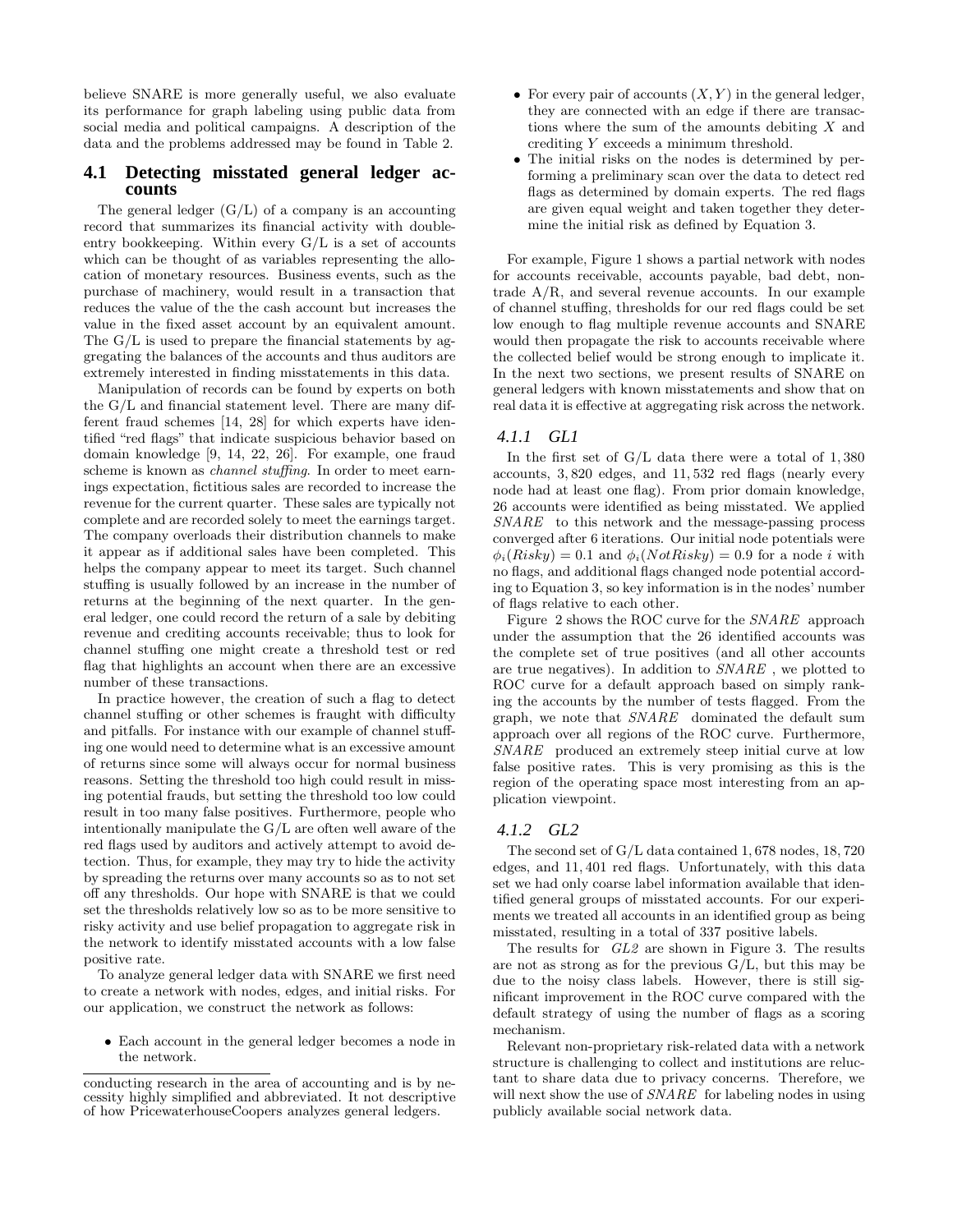believe SNARE is more generally useful, we also evaluate its performance for graph labeling using public data from social media and political campaigns. A description of the data and the problems addressed may be found in Table 2.

## 4.1 Detecting misstated general ledger accounts

The general ledger (G/L) of a company is an accounting record that summarizes its financial activity with double-entry bookkeeping. Within every G/L is a set of accounts which can be thought of as variables representing the allocation of monetary resources. Business events, such as the purchase of machinery, would result in a transaction that reduces the value of the the cash account but increases the value in the fixed asset account by an equivalent amount. The G/L is used to prepare the financial statements by aggregating the balances of the accounts and thus auditors are extremely interested in finding misstatements in this data.

Manipulation of records can be found by experts on both the G/L and financial statement level. There are many different fraud schemes [14, 28] for which experts have identified "red flags" that indicate suspicious behavior based on domain knowledge [9, 14, 22, 26]. For example, one fraud scheme is known as *channel stuffing*. In order to meet earnings expectation, fictitious sales are recorded to increase the revenue for the current quarter. These sales are typically not complete and are recorded solely to meet the earnings target. The company overloads their distribution channels to make it appear as if additional sales have been completed. This helps the company appear to meet its target. Such channel stuffing is usually followed by an increase in the number of returns at the beginning of the next quarter. In the general ledger, one could record the return of a sale by debiting revenue and crediting accounts receivable; thus to look for channel stuffing one might create a threshold test or red flag that highlights an account when there are an excessive number of these transactions.

In practice however, the creation of such a flag to detect channel stuffing or other schemes is fraught with difficulty and pitfalls. For instance with our example of channel stuffing one would need to determine what is an excessive amount of returns since some will always occur for normal business reasons. Setting the threshold too high could result in missing potential frauds, but setting the threshold too low could result in too many false positives. Furthermore, people who intentionally manipulate the G/L are often well aware of the red flags used by auditors and actively attempt to avoid detection. Thus, for example, they may try to hide the activity by spreading the returns over many accounts so as to not set off any thresholds. Our hope with SNARE is that we could set the thresholds relatively low so as to be more sensitive to risky activity and use belief propagation to aggregate risk in the network to identify misstated accounts with a low false positive rate.

To analyze general ledger data with SNARE we first need to create a network with nodes, edges, and initial risks. For our application, we construct the network as follows:

- Each account in the general ledger becomes a node in the network.
- For every pair of accounts $(X, Y)$ in the general ledger, they are connected with an edge if there are transactions where the sum of the amounts debiting $X$ and crediting $Y$ exceeds a minimum threshold.
- The initial risks on the nodes is determined by performing a preliminary scan over the data to detect red flags as determined by domain experts. The red flags are given equal weight and taken together they determine the initial risk as defined by Equation 3.

For example, Figure 1 shows a partial network with nodes for accounts receivable, accounts payable, bad debt, non-trade A/R, and several revenue accounts. In our example of channel stuffing, thresholds for our red flags could be set low enough to flag multiple revenue accounts and SNARE would then propagate the risk to accounts receivable where the collected belief would be strong enough to implicate it. In the next two sections, we present results of SNARE on general ledgers with known misstatements and show that on real data it is effective at aggregating risk across the network.

### 4.1.1 GL1

In the first set of G/L data there were a total of 1,380 accounts, 3,820 edges, and 11,532 red flags (nearly every node had at least one flag). From prior domain knowledge, 26 accounts were identified as being misstated. We applied *SNARE* to this network and the message-passing process converged after 6 iterations. Our initial node potentials were $\phi_i(Risky) = 0.1$ and $\phi_i(NotRisky) = 0.9$ for a node $i$ with no flags, and additional flags changed node potential according to Equation 3, so key information is in the nodes' number of flags relative to each other.

Figure 2 shows the ROC curve for the *SNARE* approach under the assumption that the 26 identified accounts was the complete set of true positives (and all other accounts are true negatives). In addition to *SNARE*, we plotted to ROC curve for a default approach based on simply ranking the accounts by the number of tests flagged. From the graph, we note that *SNARE* dominated the default sum approach over all regions of the ROC curve. Furthermore, *SNARE* produced an extremely steep initial curve at low false positive rates. This is very promising as this is the region of the operating space most interesting from an application viewpoint.

### 4.1.2 GL2

The second set of G/L data contained 1,678 nodes, 18,720 edges, and 11,401 red flags. Unfortunately, with this data set we had only coarse label information available that identified general groups of misstated accounts. For our experiments we treated all accounts in an identified group as being misstated, resulting in a total of 337 positive labels.

The results for *GL2* are shown in Figure 3. The results are not as strong as for the previous G/L, but this may be due to the noisy class labels. However, there is still significant improvement in the ROC curve compared with the default strategy of using the number of flags as a scoring mechanism.

Relevant non-proprietary risk-related data with a network structure is challenging to collect and institutions are reluctant to share data due to privacy concerns. Therefore, we will next show the use of *SNARE* for labeling nodes in using publicly available social network data.

---

conducting research in the area of accounting and is by necessity highly simplified and abbreviated. It not descriptive of how PricewaterhouseCoopers analyzes general ledgers.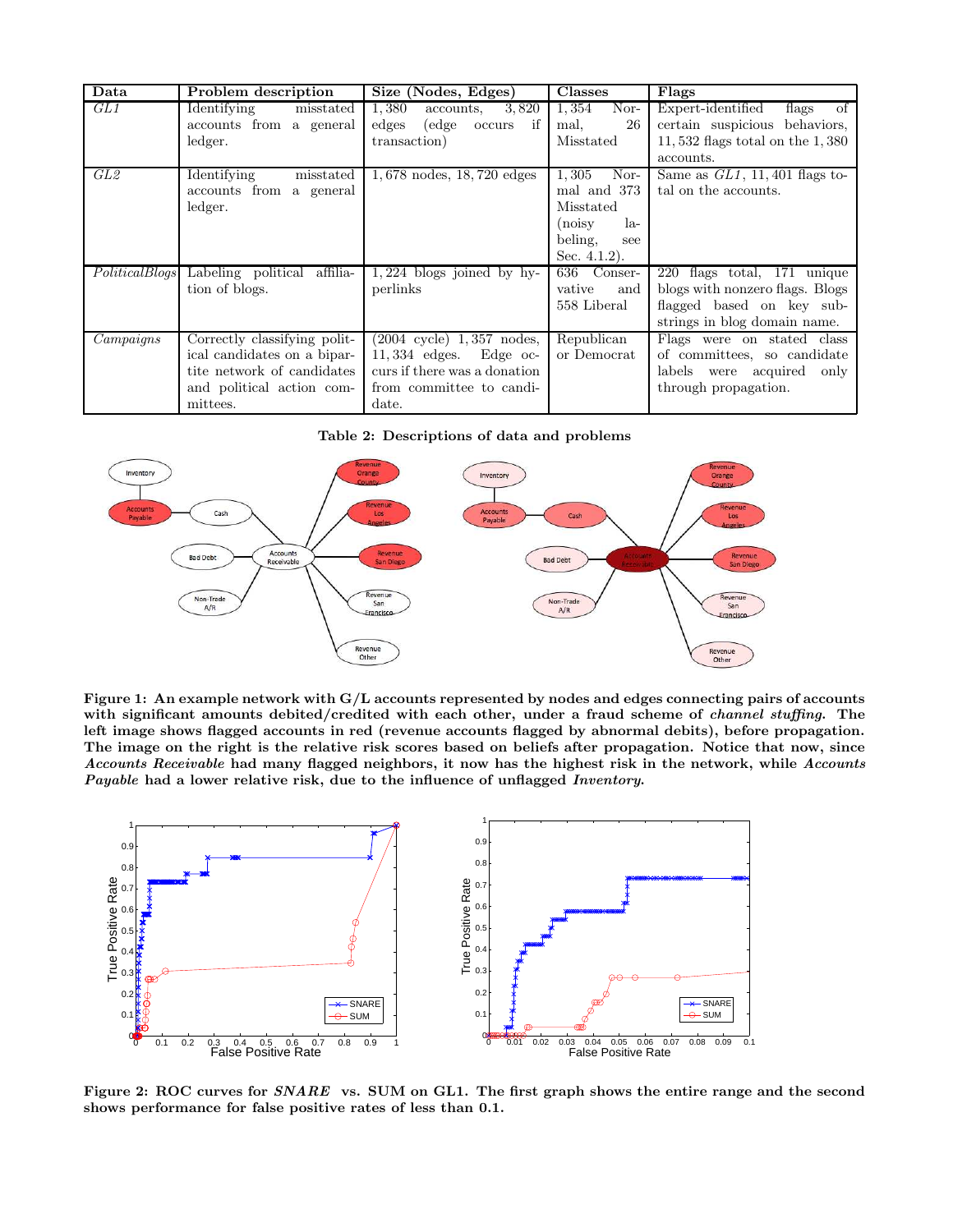| Data | Problem description | Size (Nodes, Edges) | Classes | Flags |
|---|---|---|---|---|
| *GL1* | Identifying misstated accounts from a general ledger. | 1,380 accounts, 3,820 edges (edge occurs if transaction) | 1,354 Normal, 26 Misstated | Expert-identified flags of certain suspicious behaviors, 11,532 flags total on the 1,380 accounts. |
| *GL2* | Identifying misstated accounts from a general ledger. | 1,678 nodes, 18,720 edges | 1,305 Normal and 373 Misstated (noisy labeling, see Sec. 4.1.2). | Same as *GL1*, 11,401 flags total on the accounts. |
| *PoliticalBlogs* | Labeling political affiliation of blogs. | 1,224 blogs joined by hyperlinks | 636 Conservative and 558 Liberal | 220 flags total, 171 unique blogs with nonzero flags. Blogs flagged based on key substrings in blog domain name. |
| *Campaigns* | Correctly classifying political candidates on a bipartite network of candidates and political action committees. | (2004 cycle) 1,357 nodes, 11,334 edges. Edge occurs if there was a donation from committee to candidate. | Republican or Democrat | Flags were on stated class of committees, so candidate labels were acquired only through propagation. |

**Table 2: Descriptions of data and problems**

**Figure 1: An example network with G/L accounts represented by nodes and edges connecting pairs of accounts with significant amounts debited/credited with each other, under a fraud scheme of *channel stuffing*. The left image shows flagged accounts in red (revenue accounts flagged by abnormal debits), before propagation. The image on the right is the relative risk scores based on beliefs after propagation. Notice that now, since *Accounts Receivable* had many flagged neighbors, it now has the highest risk in the network, while *Accounts Payable* had a lower relative risk, due to the influence of unflagged *Inventory*.**

**Figure 2: ROC curves for *SNARE* vs. SUM on GL1. The first graph shows the entire range and the second shows performance for false positive rates of less than 0.1.**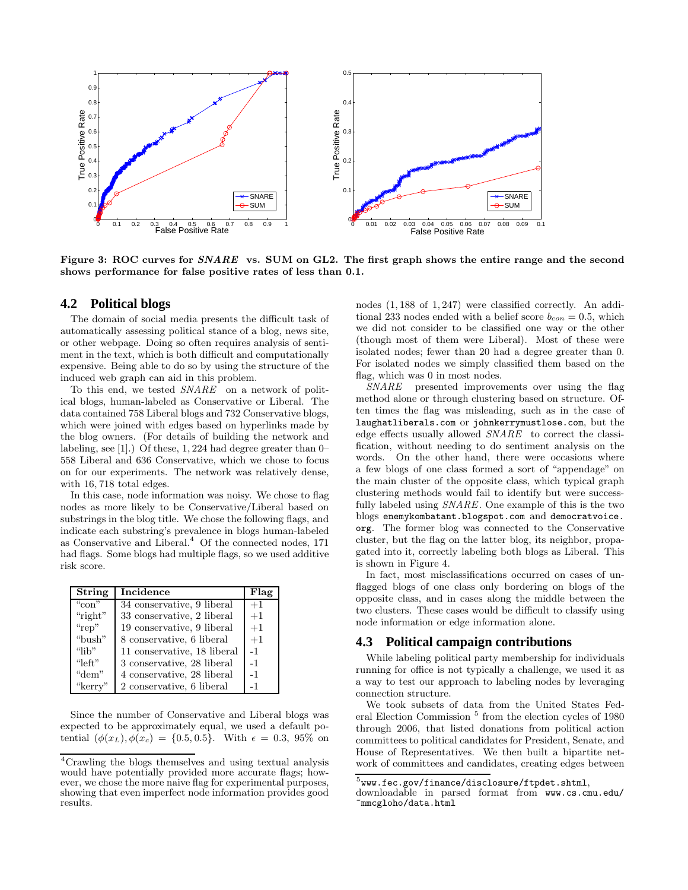Figure 3: ROC curves for *SNARE* vs. SUM on GL2. The first graph shows the entire range and the second shows performance for false positive rates of less than 0.1.

### 4.2 Political blogs

The domain of social media presents the difficult task of automatically assessing political stance of a blog, news site, or other webpage. Doing so often requires analysis of sentiment in the text, which is both difficult and computationally expensive. Being able to do so by using the structure of the induced web graph can aid in this problem.

To this end, we tested *SNARE* on a network of political blogs, human-labeled as Conservative or Liberal. The data contained 758 Liberal blogs and 732 Conservative blogs, which were joined with edges based on hyperlinks made by the blog owners. (For details of building the network and labeling, see [1].) Of these, 1,224 had degree greater than 0–558 Liberal and 636 Conservative, which we chose to focus on for our experiments. The network was relatively dense, with 16,718 total edges.

In this case, node information was noisy. We chose to flag nodes as more likely to be Conservative/Liberal based on substrings in the blog title. We chose the following flags, and indicate each substring's prevalence in blogs human-labeled as Conservative and Liberal.[4] Of the connected nodes, 171 had flags. Some blogs had multiple flags, so we used additive risk score.

| String | Incidence | Flag |
|---|---|---|
| "con" | 34 conservative, 9 liberal | +1 |
| "right" | 33 conservative, 2 liberal | +1 |
| "rep" | 19 conservative, 9 liberal | +1 |
| "bush" | 8 conservative, 6 liberal | +1 |
| "lib" | 11 conservative, 18 liberal | -1 |
| "left" | 3 conservative, 28 liberal | -1 |
| "dem" | 4 conservative, 28 liberal | -1 |
| "kerry" | 2 conservative, 6 liberal | -1 |

Since the number of Conservative and Liberal blogs was expected to be approximately equal, we used a default potential $(\phi(x_L), \phi(x_c) = \{0.5, 0.5\}$. With $\epsilon = 0.3$, 95% on nodes (1,188 of 1,247) were classified correctly. An additional 233 nodes ended with a belief score $b_{con} = 0.5$, which we did not consider to be classified one way or the other (though most of them were Liberal). Most of these were isolated nodes; fewer than 20 had a degree greater than 0. For isolated nodes we simply classified them based on the flag, which was 0 in most nodes.

*SNARE* presented improvements over using the flag method alone or through clustering based on structure. Often times the flag was misleading, such as in the case of `laughatliberals.com` or `johnkerrymustlose.com`, but the edge effects usually allowed *SNARE* to correct the classification, without needing to do sentiment analysis on the words. On the other hand, there were occasions where a few blogs of one class formed a sort of "appendage" on the main cluster of the opposite class, which typical graph clustering methods would fail to identify but were successfully labeled using *SNARE*. One example of this is the two blogs `enemykombatant.blogspot.com` and `democratvoice.org`. The former blog was connected to the Conservative cluster, but the flag on the latter blog, its neighbor, propagated into it, correctly labeling both blogs as Liberal. This is shown in Figure 4.

In fact, most misclassifications occurred on cases of unflagged blogs of one class only bordering on blogs of the opposite class, and in cases along the middle between the two clusters. These cases would be difficult to classify using node information or edge information alone.

### 4.3 Political campaign contributions

While labeling political party membership for individuals running for office is not typically a challenge, we used it as a way to test our approach to labeling nodes by leveraging connection structure.

We took subsets of data from the United States Federal Election Commission [5] from the election cycles of 1980 through 2006, that listed donations from political action committees to political candidates for President, Senate, and House of Representatives. We then built a bipartite network of committees and candidates, creating edges between

[4] Crawling the blogs themselves and using textual analysis would have potentially provided more accurate flags; however, we chose the more naive flag for experimental purposes, showing that even imperfect node information provides good results.

[5] `www.fec.gov/finance/disclosure/ftpdet.shtml`, downloadable in parsed format from `www.cs.cmu.edu/~mmcgloho/data.html`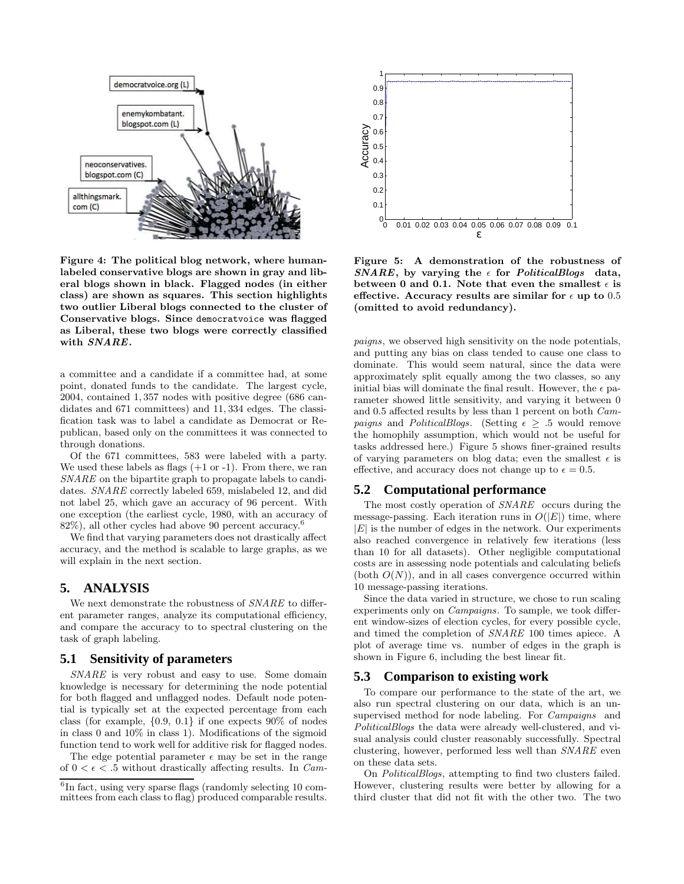Figure 4: The political blog network, where human-labeled conservative blogs are shown in gray and liberal blogs shown in black. Flagged nodes (in either class) are shown as squares. This section highlights two outlier Liberal blogs connected to the cluster of Conservative blogs. Since democratvoice was flagged as Liberal, these two blogs were correctly classified with *SNARE*.

Figure 5: A demonstration of the robustness of *SNARE*, by varying the $\epsilon$ for *PoliticalBlogs* data, between 0 and 0.1. Note that even the smallest $\epsilon$ is effective. Accuracy results are similar for $\epsilon$ up to 0.5 (omitted to avoid redundancy).

a committee and a candidate if a committee had, at some point, donated funds to the candidate. The largest cycle, 2004, contained 1,357 nodes with positive degree (686 candidates and 671 committees) and 11,334 edges. The classification task was to label a candidate as Democrat or Republican, based only on the committees it was connected to through donations.

Of the 671 committees, 583 were labeled with a party. We used these labels as flags (+1 or -1). From there, we ran *SNARE* on the bipartite graph to propagate labels to candidates. *SNARE* correctly labeled 659, mislabeled 12, and did not label 25, which gave an accuracy of 96 percent. With one exception (the earliest cycle, 1980, with an accuracy of 82%), all other cycles had above 90 percent accuracy.[6]

We find that varying parameters does not drastically affect accuracy, and the method is scalable to large graphs, as we will explain in the next section.

## 5. ANALYSIS

We next demonstrate the robustness of *SNARE* to different parameter ranges, analyze its computational efficiency, and compare the accuracy to to spectral clustering on the task of graph labeling.

### 5.1 Sensitivity of parameters

*SNARE* is very robust and easy to use. Some domain knowledge is necessary for determining the node potential for both flagged and unflagged nodes. Default node potential is typically set at the expected percentage from each class (for example, {0.9, 0.1} if one expects 90% of nodes in class 0 and 10% in class 1). Modifications of the sigmoid function tend to work well for additive risk for flagged nodes.

The edge potential parameter $\epsilon$ may be set in the range of $0 < \epsilon < .5$ without drastically affecting results. In *Campaigns*, we observed high sensitivity on the node potentials, and putting any bias on class tended to cause one class to dominate. This would seem natural, since the data were approximately split equally among the two classes, so any initial bias will dominate the final result. However, the $\epsilon$ parameter showed little sensitivity, and varying it between 0 and 0.5 affected results by less than 1 percent on both *Campaigns* and *PoliticalBlogs*. (Setting $\epsilon \geq .5$ would remove the homophily assumption, which would not be useful for tasks addressed here.) Figure 5 shows finer-grained results of varying parameters on blog data; even the smallest $\epsilon$ is effective, and accuracy does not change up to $\epsilon = 0.5$.

### 5.2 Computational performance

The most costly operation of *SNARE* occurs during the message-passing. Each iteration runs in $O(|E|)$ time, where $|E|$ is the number of edges in the network. Our experiments also reached convergence in relatively few iterations (less than 10 for all datasets). Other negligible computational costs are in assessing node potentials and calculating beliefs (both $O(N)$), and in all cases convergence occurred within 10 message-passing iterations.

Since the data varied in structure, we chose to run scaling experiments only on *Campaigns*. To sample, we took different window-sizes of election cycles, for every possible cycle, and timed the completion of *SNARE* 100 times apiece. A plot of average time vs. number of edges in the graph is shown in Figure 6, including the best linear fit.

### 5.3 Comparison to existing work

To compare our performance to the state of the art, we also run spectral clustering on our data, which is an unsupervised method for node labeling. For *Campaigns* and *PoliticalBlogs* the data were already well-clustered, and visual analysis could cluster reasonably successfully. Spectral clustering, however, performed less well than *SNARE* even on these data sets.

On *PoliticalBlogs*, attempting to find two clusters failed. However, clustering results were better by allowing for a third cluster that did not fit with the other two. The two

[6] In fact, using very sparse flags (randomly selecting 10 committees from each class to flag) produced comparable results.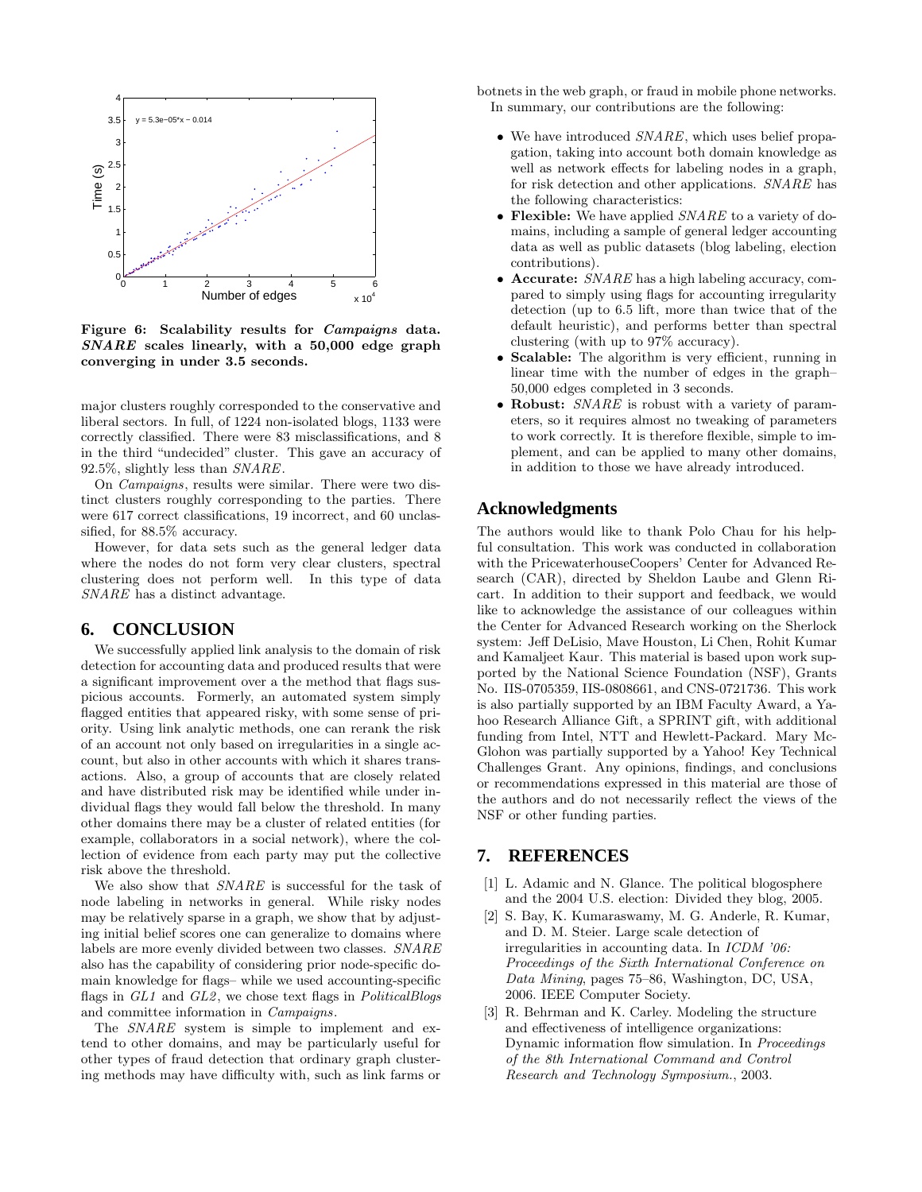y = 5.3e−05*x − 0.014

Time (s)

Number of edges

x 10^4

**Figure 6: Scalability results for *Campaigns* data. *SNARE* scales linearly, with a 50,000 edge graph converging in under 3.5 seconds.**

major clusters roughly corresponded to the conservative and liberal sectors. In full, of 1224 non-isolated blogs, 1133 were correctly classified. There were 83 misclassifications, and 8 in the third "undecided" cluster. This gave an accuracy of 92.5%, slightly less than *SNARE*.

On *Campaigns*, results were similar. There were two distinct clusters roughly corresponding to the parties. There were 617 correct classifications, 19 incorrect, and 60 unclassified, for 88.5% accuracy.

However, for data sets such as the general ledger data where the nodes do not form very clear clusters, spectral clustering does not perform well. In this type of data *SNARE* has a distinct advantage.

## 6. CONCLUSION

We successfully applied link analysis to the domain of risk detection for accounting data and produced results that were a significant improvement over a the method that flags suspicious accounts. Formerly, an automated system simply flagged entities that appeared risky, with some sense of priority. Using link analytic methods, one can rerank the risk of an account not only based on irregularities in a single account, but also in other accounts with which it shares transactions. Also, a group of accounts that are closely related and have distributed risk may be identified while under individual flags they would fall below the threshold. In many other domains there may be a cluster of related entities (for example, collaborators in a social network), where the collection of evidence from each party may put the collective risk above the threshold.

We also show that *SNARE* is successful for the task of node labeling in networks in general. While risky nodes may be relatively sparse in a graph, we show that by adjusting initial belief scores one can generalize to domains where labels are more evenly divided between two classes. *SNARE* also has the capability of considering prior node-specific domain knowledge for flags– while we used accounting-specific flags in *GL1* and *GL2*, we chose text flags in *PoliticalBlogs* and committee information in *Campaigns*.

The *SNARE* system is simple to implement and extend to other domains, and may be particularly useful for other types of fraud detection that ordinary graph clustering methods may have difficulty with, such as link farms or botnets in the web graph, or fraud in mobile phone networks.

In summary, our contributions are the following:

- We have introduced *SNARE*, which uses belief propagation, taking into account both domain knowledge as well as network effects for labeling nodes in a graph, for risk detection and other applications. *SNARE* has the following characteristics:
- **Flexible:** We have applied *SNARE* to a variety of domains, including a sample of general ledger accounting data as well as public datasets (blog labeling, election contributions).
- **Accurate:** *SNARE* has a high labeling accuracy, compared to simply using flags for accounting irregularity detection (up to 6.5 lift, more than twice that of the default heuristic), and performs better than spectral clustering (with up to 97% accuracy).
- **Scalable:** The algorithm is very efficient, running in linear time with the number of edges in the graph– 50,000 edges completed in 3 seconds.
- **Robust:** *SNARE* is robust with a variety of parameters, so it requires almost no tweaking of parameters to work correctly. It is therefore flexible, simple to implement, and can be applied to many other domains, in addition to those we have already introduced.

## Acknowledgments

The authors would like to thank Polo Chau for his helpful consultation. This work was conducted in collaboration with the PricewaterhouseCoopers' Center for Advanced Research (CAR), directed by Sheldon Laube and Glenn Ricart. In addition to their support and feedback, we would like to acknowledge the assistance of our colleagues within the Center for Advanced Research working on the Sherlock system: Jeff DeLisio, Mave Houston, Li Chen, Rohit Kumar and Kamaljeet Kaur. This material is based upon work supported by the National Science Foundation (NSF), Grants No. IIS-0705359, IIS-0808661, and CNS-0721736. This work is also partially supported by an IBM Faculty Award, a Yahoo Research Alliance Gift, a SPRINT gift, with additional funding from Intel, NTT and Hewlett-Packard. Mary McGlohon was partially supported by a Yahoo! Key Technical Challenges Grant. Any opinions, findings, and conclusions or recommendations expressed in this material are those of the authors and do not necessarily reflect the views of the NSF or other funding parties.

## 7. REFERENCES

[1] L. Adamic and N. Glance. The political blogosphere and the 2004 U.S. election: Divided they blog, 2005.

[2] S. Bay, K. Kumaraswamy, M. G. Anderle, R. Kumar, and D. M. Steier. Large scale detection of irregularities in accounting data. In *ICDM '06: Proceedings of the Sixth International Conference on Data Mining*, pages 75–86, Washington, DC, USA, 2006. IEEE Computer Society.

[3] R. Behrman and K. Carley. Modeling the structure and effectiveness of intelligence organizations: Dynamic information flow simulation. In *Proceedings of the 8th International Command and Control Research and Technology Symposium.*, 2003.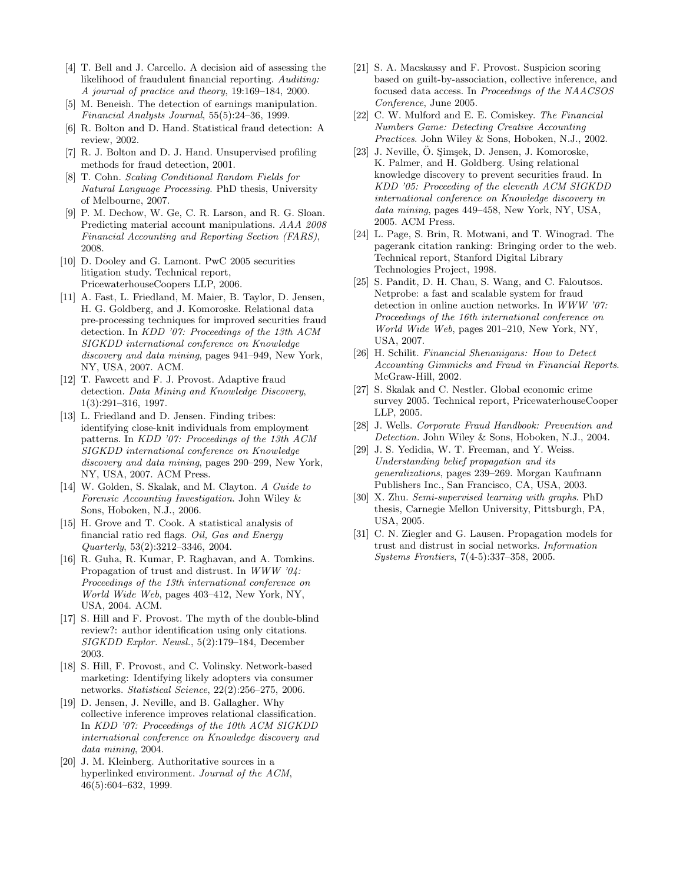[4] T. Bell and J. Carcello. A decision aid of assessing the likelihood of fraudulent financial reporting. *Auditing: A journal of practice and theory*, 19:169–184, 2000.

[5] M. Beneish. The detection of earnings manipulation. *Financial Analysts Journal*, 55(5):24–36, 1999.

[6] R. Bolton and D. Hand. Statistical fraud detection: A review, 2002.

[7] R. J. Bolton and D. J. Hand. Unsupervised profiling methods for fraud detection, 2001.

[8] T. Cohn. *Scaling Conditional Random Fields for Natural Language Processing*. PhD thesis, University of Melbourne, 2007.

[9] P. M. Dechow, W. Ge, C. R. Larson, and R. G. Sloan. Predicting material account manipulations. *AAA 2008 Financial Accounting and Reporting Section (FARS)*, 2008.

[10] D. Dooley and G. Lamont. PwC 2005 securities litigation study. Technical report, PricewaterhouseCoopers LLP, 2006.

[11] A. Fast, L. Friedland, M. Maier, B. Taylor, D. Jensen, H. G. Goldberg, and J. Komoroske. Relational data pre-processing techniques for improved securities fraud detection. In *KDD '07: Proceedings of the 13th ACM SIGKDD international conference on Knowledge discovery and data mining*, pages 941–949, New York, NY, USA, 2007. ACM.

[12] T. Fawcett and F. J. Provost. Adaptive fraud detection. *Data Mining and Knowledge Discovery*, 1(3):291–316, 1997.

[13] L. Friedland and D. Jensen. Finding tribes: identifying close-knit individuals from employment patterns. In *KDD '07: Proceedings of the 13th ACM SIGKDD international conference on Knowledge discovery and data mining*, pages 290–299, New York, NY, USA, 2007. ACM Press.

[14] W. Golden, S. Skalak, and M. Clayton. *A Guide to Forensic Accounting Investigation*. John Wiley & Sons, Hoboken, N.J., 2006.

[15] H. Grove and T. Cook. A statistical analysis of financial ratio red flags. *Oil, Gas and Energy Quarterly*, 53(2):3212–3346, 2004.

[16] R. Guha, R. Kumar, P. Raghavan, and A. Tomkins. Propagation of trust and distrust. In *WWW '04: Proceedings of the 13th international conference on World Wide Web*, pages 403–412, New York, NY, USA, 2004. ACM.

[17] S. Hill and F. Provost. The myth of the double-blind review?: author identification using only citations. *SIGKDD Explor. Newsl.*, 5(2):179–184, December 2003.

[18] S. Hill, F. Provost, and C. Volinsky. Network-based marketing: Identifying likely adopters via consumer networks. *Statistical Science*, 22(2):256–275, 2006.

[19] D. Jensen, J. Neville, and B. Gallagher. Why collective inference improves relational classification. In *KDD '07: Proceedings of the 10th ACM SIGKDD international conference on Knowledge discovery and data mining*, 2004.

[20] J. M. Kleinberg. Authoritative sources in a hyperlinked environment. *Journal of the ACM*, 46(5):604–632, 1999.

[21] S. A. Macskassy and F. Provost. Suspicion scoring based on guilt-by-association, collective inference, and focused data access. In *Proceedings of the NAACSOS Conference*, June 2005.

[22] C. W. Mulford and E. E. Comiskey. *The Financial Numbers Game: Detecting Creative Accounting Practices*. John Wiley & Sons, Hoboken, N.J., 2002.

[23] J. Neville, Ö. Şimşek, D. Jensen, J. Komoroske, K. Palmer, and H. Goldberg. Using relational knowledge discovery to prevent securities fraud. In *KDD '05: Proceeding of the eleventh ACM SIGKDD international conference on Knowledge discovery in data mining*, pages 449–458, New York, NY, USA, 2005. ACM Press.

[24] L. Page, S. Brin, R. Motwani, and T. Winograd. The pagerank citation ranking: Bringing order to the web. Technical report, Stanford Digital Library Technologies Project, 1998.

[25] S. Pandit, D. H. Chau, S. Wang, and C. Faloutsos. Netprobe: a fast and scalable system for fraud detection in online auction networks. In *WWW '07: Proceedings of the 16th international conference on World Wide Web*, pages 201–210, New York, NY, USA, 2007.

[26] H. Schilit. *Financial Shenanigans: How to Detect Accounting Gimmicks and Fraud in Financial Reports*. McGraw-Hill, 2002.

[27] S. Skalak and C. Nestler. Global economic crime survey 2005. Technical report, PricewaterhouseCooper LLP, 2005.

[28] J. Wells. *Corporate Fraud Handbook: Prevention and Detection.* John Wiley & Sons, Hoboken, N.J., 2004.

[29] J. S. Yedidia, W. T. Freeman, and Y. Weiss. *Understanding belief propagation and its generalizations*, pages 239–269. Morgan Kaufmann Publishers Inc., San Francisco, CA, USA, 2003.

[30] X. Zhu. *Semi-supervised learning with graphs*. PhD thesis, Carnegie Mellon University, Pittsburgh, PA, USA, 2005.

[31] C. N. Ziegler and G. Lausen. Propagation models for trust and distrust in social networks. *Information Systems Frontiers*, 7(4-5):337–358, 2005.